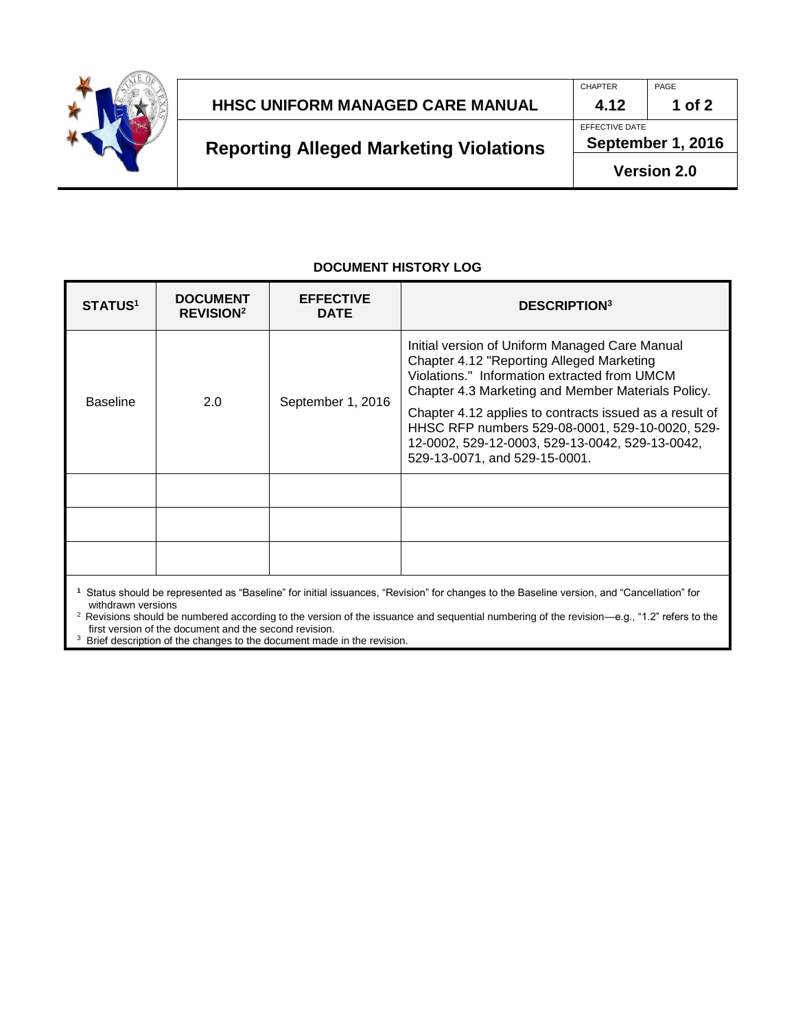# HHSC UNIFORM MANAGED CARE MANUAL

| CHAPTER | PAGE |
| --- | --- |
| 4.12 | 1 of 2 |

## Reporting Alleged Marketing Violations

EFFECTIVE DATE: **September 1, 2016**

**Version 2.0**

### DOCUMENT HISTORY LOG

| STATUS[1] | DOCUMENT REVISION[2] | EFFECTIVE DATE | DESCRIPTION[3] |
| --- | --- | --- | --- |
| Baseline | 2.0 | September 1, 2016 | Initial version of Uniform Managed Care Manual Chapter 4.12 "Reporting Alleged Marketing Violations." Information extracted from UMCM Chapter 4.3 Marketing and Member Materials Policy. Chapter 4.12 applies to contracts issued as a result of HHSC RFP numbers 529-08-0001, 529-10-0020, 529-12-0002, 529-12-0003, 529-13-0042, 529-13-0042, 529-13-0071, and 529-15-0001. |
| | | | |
| | | | |
| | | | |

[1] Status should be represented as "Baseline" for initial issuances, "Revision" for changes to the Baseline version, and "Cancellation" for withdrawn versions

[2] Revisions should be numbered according to the version of the issuance and sequential numbering of the revision—e.g., "1.2" refers to the first version of the document and the second revision.

[3] Brief description of the changes to the document made in the revision.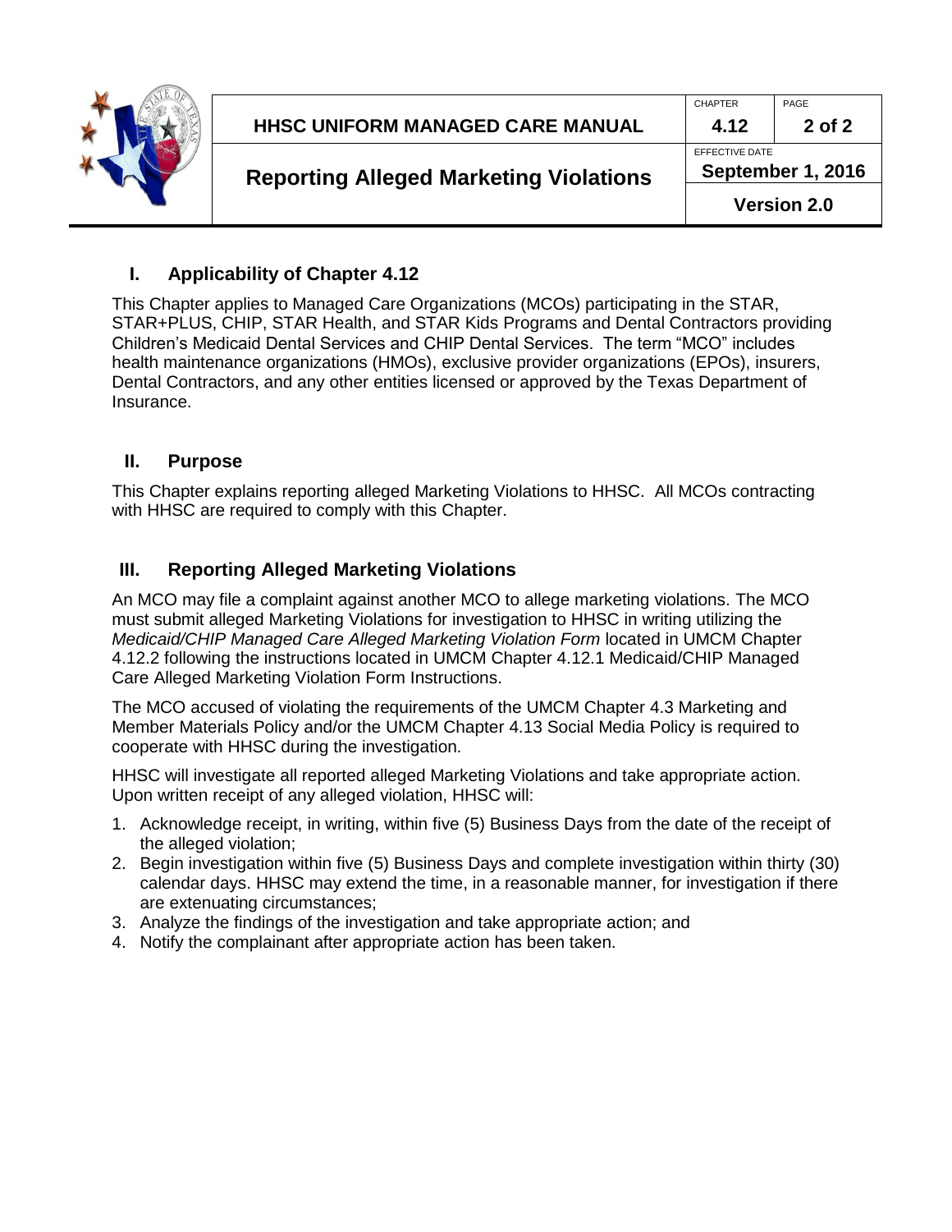## I. Applicability of Chapter 4.12

This Chapter applies to Managed Care Organizations (MCOs) participating in the STAR, STAR+PLUS, CHIP, STAR Health, and STAR Kids Programs and Dental Contractors providing Children's Medicaid Dental Services and CHIP Dental Services. The term "MCO" includes health maintenance organizations (HMOs), exclusive provider organizations (EPOs), insurers, Dental Contractors, and any other entities licensed or approved by the Texas Department of Insurance.

## II. Purpose

This Chapter explains reporting alleged Marketing Violations to HHSC. All MCOs contracting with HHSC are required to comply with this Chapter.

## III. Reporting Alleged Marketing Violations

An MCO may file a complaint against another MCO to allege marketing violations. The MCO must submit alleged Marketing Violations for investigation to HHSC in writing utilizing the *Medicaid/CHIP Managed Care Alleged Marketing Violation Form* located in UMCM Chapter 4.12.2 following the instructions located in UMCM Chapter 4.12.1 Medicaid/CHIP Managed Care Alleged Marketing Violation Form Instructions.

The MCO accused of violating the requirements of the UMCM Chapter 4.3 Marketing and Member Materials Policy and/or the UMCM Chapter 4.13 Social Media Policy is required to cooperate with HHSC during the investigation.

HHSC will investigate all reported alleged Marketing Violations and take appropriate action. Upon written receipt of any alleged violation, HHSC will:

1. Acknowledge receipt, in writing, within five (5) Business Days from the date of the receipt of the alleged violation;
2. Begin investigation within five (5) Business Days and complete investigation within thirty (30) calendar days. HHSC may extend the time, in a reasonable manner, for investigation if there are extenuating circumstances;
3. Analyze the findings of the investigation and take appropriate action; and
4. Notify the complainant after appropriate action has been taken.